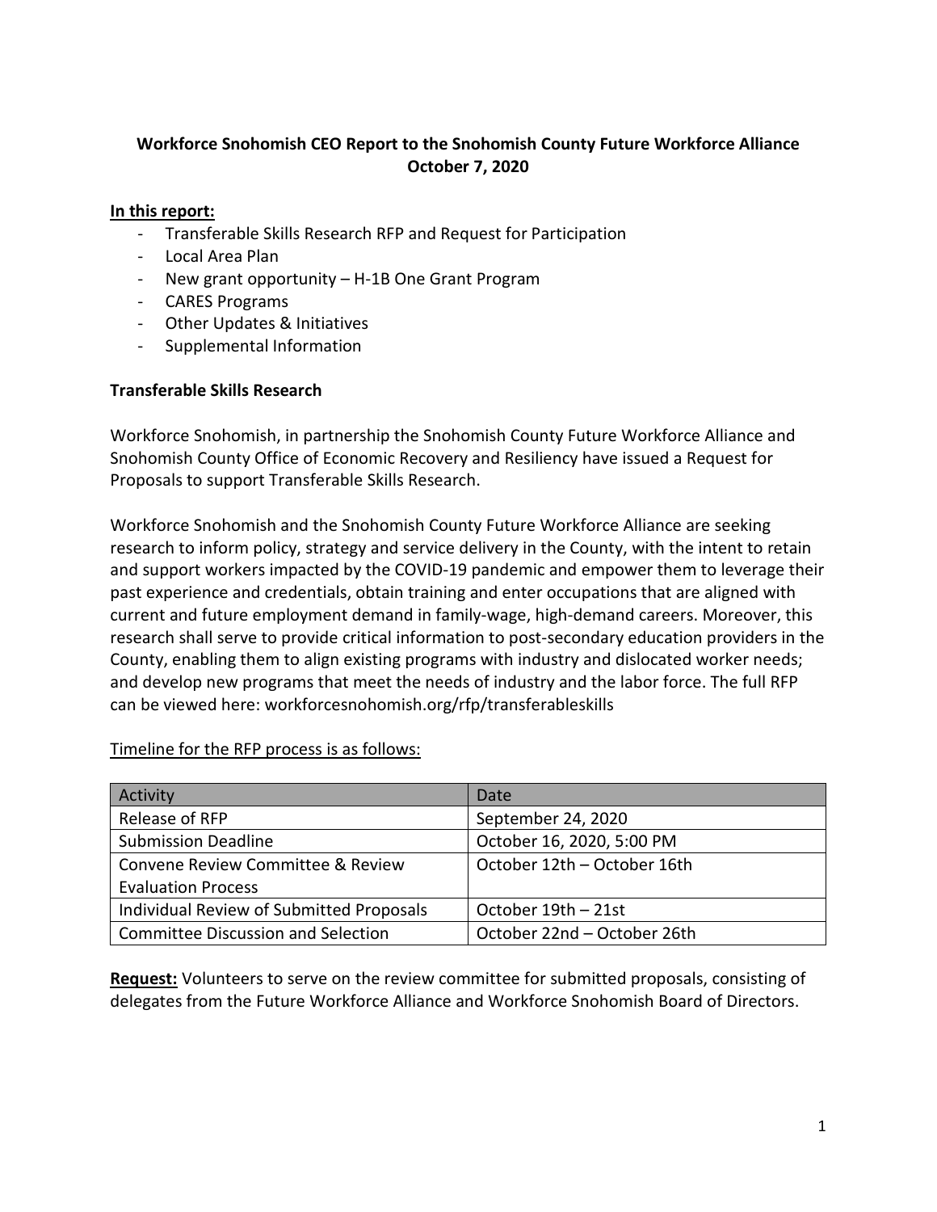**Workforce Snohomish CEO Report to the Snohomish County Future Workforce Alliance**
**October 7, 2020**

**In this report:**

- Transferable Skills Research RFP and Request for Participation
- Local Area Plan
- New grant opportunity – H-1B One Grant Program
- CARES Programs
- Other Updates & Initiatives
- Supplemental Information

**Transferable Skills Research**

Workforce Snohomish, in partnership the Snohomish County Future Workforce Alliance and Snohomish County Office of Economic Recovery and Resiliency have issued a Request for Proposals to support Transferable Skills Research.

Workforce Snohomish and the Snohomish County Future Workforce Alliance are seeking research to inform policy, strategy and service delivery in the County, with the intent to retain and support workers impacted by the COVID-19 pandemic and empower them to leverage their past experience and credentials, obtain training and enter occupations that are aligned with current and future employment demand in family-wage, high-demand careers. Moreover, this research shall serve to provide critical information to post-secondary education providers in the County, enabling them to align existing programs with industry and dislocated worker needs; and develop new programs that meet the needs of industry and the labor force. The full RFP can be viewed here: workforcesnohomish.org/rfp/transferableskills

Timeline for the RFP process is as follows:

| Activity | Date |
|---|---|
| Release of RFP | September 24, 2020 |
| Submission Deadline | October 16, 2020, 5:00 PM |
| Convene Review Committee & Review Evaluation Process | October 12th – October 16th |
| Individual Review of Submitted Proposals | October 19th – 21st |
| Committee Discussion and Selection | October 22nd – October 26th |

**Request:** Volunteers to serve on the review committee for submitted proposals, consisting of delegates from the Future Workforce Alliance and Workforce Snohomish Board of Directors.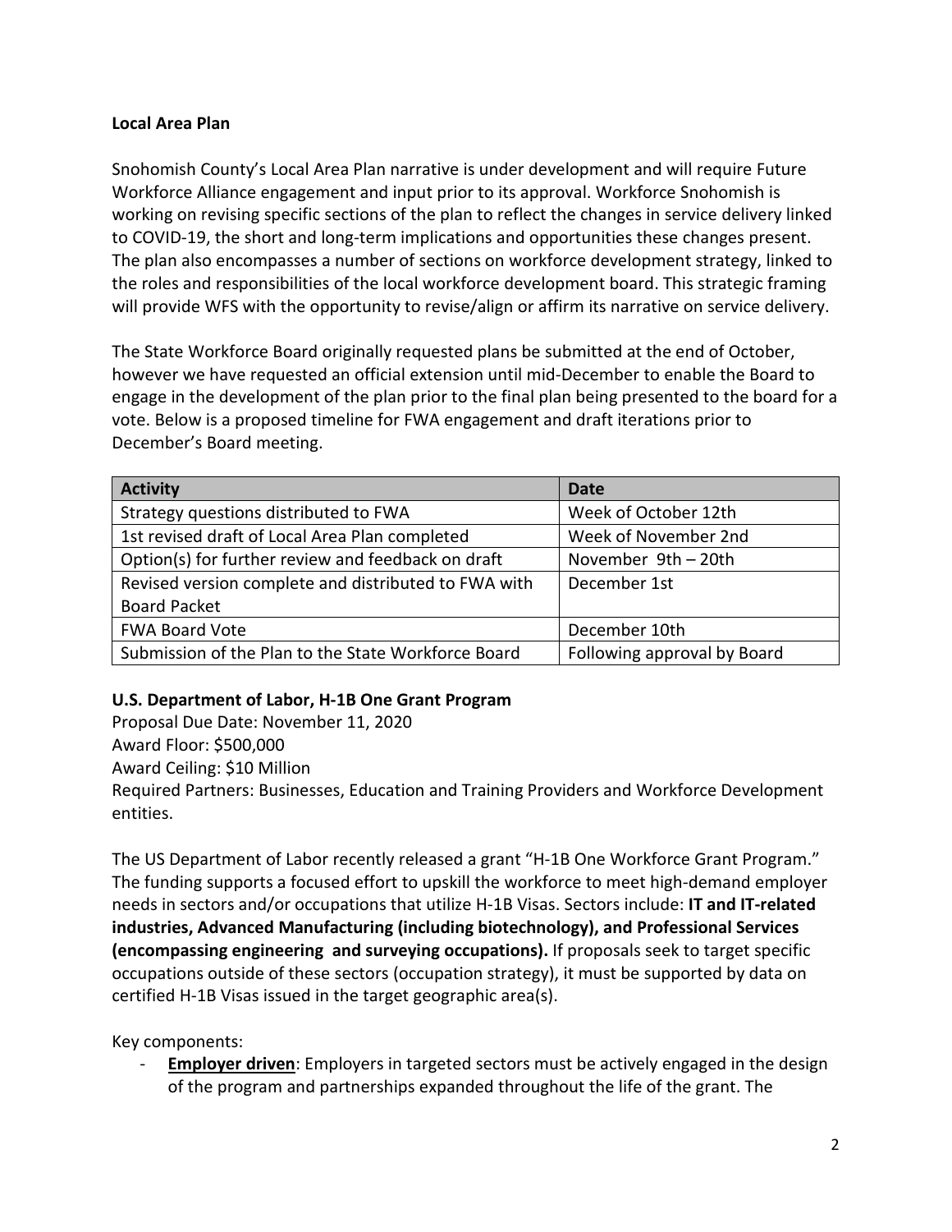**Local Area Plan**

Snohomish County's Local Area Plan narrative is under development and will require Future Workforce Alliance engagement and input prior to its approval. Workforce Snohomish is working on revising specific sections of the plan to reflect the changes in service delivery linked to COVID-19, the short and long-term implications and opportunities these changes present. The plan also encompasses a number of sections on workforce development strategy, linked to the roles and responsibilities of the local workforce development board. This strategic framing will provide WFS with the opportunity to revise/align or affirm its narrative on service delivery.

The State Workforce Board originally requested plans be submitted at the end of October, however we have requested an official extension until mid-December to enable the Board to engage in the development of the plan prior to the final plan being presented to the board for a vote. Below is a proposed timeline for FWA engagement and draft iterations prior to December's Board meeting.

| Activity | Date |
| --- | --- |
| Strategy questions distributed to FWA | Week of October 12th |
| 1st revised draft of Local Area Plan completed | Week of November 2nd |
| Option(s) for further review and feedback on draft | November 9th – 20th |
| Revised version complete and distributed to FWA with Board Packet | December 1st |
| FWA Board Vote | December 10th |
| Submission of the Plan to the State Workforce Board | Following approval by Board |

**U.S. Department of Labor, H-1B One Grant Program**

Proposal Due Date: November 11, 2020
Award Floor: $500,000
Award Ceiling: $10 Million
Required Partners: Businesses, Education and Training Providers and Workforce Development entities.

The US Department of Labor recently released a grant "H-1B One Workforce Grant Program." The funding supports a focused effort to upskill the workforce to meet high-demand employer needs in sectors and/or occupations that utilize H-1B Visas. Sectors include: **IT and IT-related industries, Advanced Manufacturing (including biotechnology), and Professional Services (encompassing engineering and surveying occupations).** If proposals seek to target specific occupations outside of these sectors (occupation strategy), it must be supported by data on certified H-1B Visas issued in the target geographic area(s).

Key components:

- **Employer driven**: Employers in targeted sectors must be actively engaged in the design of the program and partnerships expanded throughout the life of the grant. The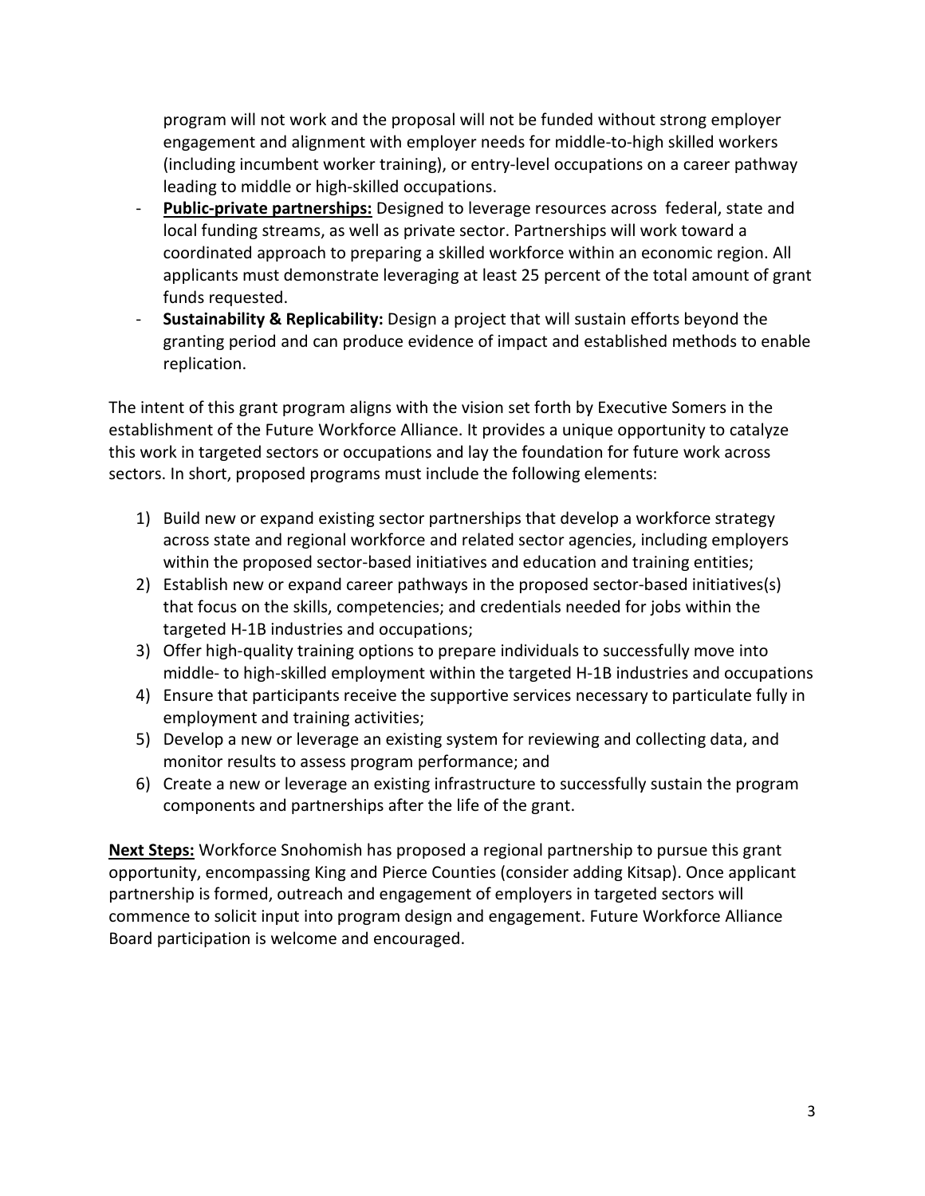program will not work and the proposal will not be funded without strong employer engagement and alignment with employer needs for middle-to-high skilled workers (including incumbent worker training), or entry-level occupations on a career pathway leading to middle or high-skilled occupations.

- **Public-private partnerships:** Designed to leverage resources across federal, state and local funding streams, as well as private sector. Partnerships will work toward a coordinated approach to preparing a skilled workforce within an economic region. All applicants must demonstrate leveraging at least 25 percent of the total amount of grant funds requested.
- **Sustainability & Replicability:** Design a project that will sustain efforts beyond the granting period and can produce evidence of impact and established methods to enable replication.

The intent of this grant program aligns with the vision set forth by Executive Somers in the establishment of the Future Workforce Alliance. It provides a unique opportunity to catalyze this work in targeted sectors or occupations and lay the foundation for future work across sectors. In short, proposed programs must include the following elements:

1) Build new or expand existing sector partnerships that develop a workforce strategy across state and regional workforce and related sector agencies, including employers within the proposed sector-based initiatives and education and training entities;
2) Establish new or expand career pathways in the proposed sector-based initiatives(s) that focus on the skills, competencies; and credentials needed for jobs within the targeted H-1B industries and occupations;
3) Offer high-quality training options to prepare individuals to successfully move into middle- to high-skilled employment within the targeted H-1B industries and occupations
4) Ensure that participants receive the supportive services necessary to particulate fully in employment and training activities;
5) Develop a new or leverage an existing system for reviewing and collecting data, and monitor results to assess program performance; and
6) Create a new or leverage an existing infrastructure to successfully sustain the program components and partnerships after the life of the grant.

**Next Steps:** Workforce Snohomish has proposed a regional partnership to pursue this grant opportunity, encompassing King and Pierce Counties (consider adding Kitsap). Once applicant partnership is formed, outreach and engagement of employers in targeted sectors will commence to solicit input into program design and engagement. Future Workforce Alliance Board participation is welcome and encouraged.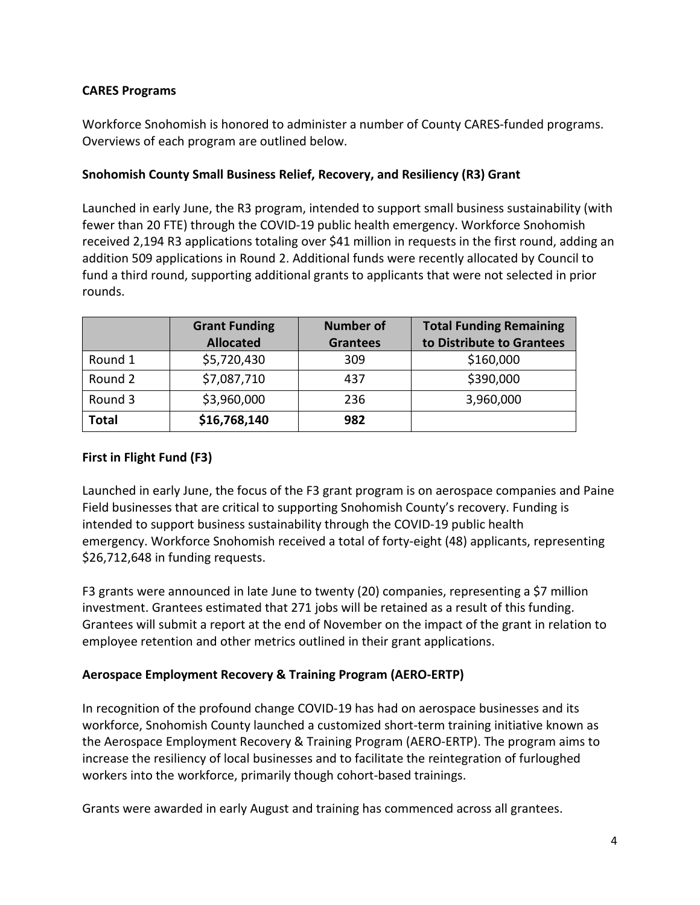**CARES Programs**

Workforce Snohomish is honored to administer a number of County CARES-funded programs. Overviews of each program are outlined below.

**Snohomish County Small Business Relief, Recovery, and Resiliency (R3) Grant**

Launched in early June, the R3 program, intended to support small business sustainability (with fewer than 20 FTE) through the COVID-19 public health emergency. Workforce Snohomish received 2,194 R3 applications totaling over $41 million in requests in the first round, adding an addition 509 applications in Round 2. Additional funds were recently allocated by Council to fund a third round, supporting additional grants to applicants that were not selected in prior rounds.

| | Grant Funding Allocated | Number of Grantees | Total Funding Remaining to Distribute to Grantees |
|---|---|---|---|
| Round 1 | $5,720,430 | 309 | $160,000 |
| Round 2 | $7,087,710 | 437 | $390,000 |
| Round 3 | $3,960,000 | 236 | 3,960,000 |
| **Total** | **$16,768,140** | **982** | |

**First in Flight Fund (F3)**

Launched in early June, the focus of the F3 grant program is on aerospace companies and Paine Field businesses that are critical to supporting Snohomish County's recovery. Funding is intended to support business sustainability through the COVID-19 public health emergency. Workforce Snohomish received a total of forty-eight (48) applicants, representing $26,712,648 in funding requests.

F3 grants were announced in late June to twenty (20) companies, representing a $7 million investment. Grantees estimated that 271 jobs will be retained as a result of this funding. Grantees will submit a report at the end of November on the impact of the grant in relation to employee retention and other metrics outlined in their grant applications.

**Aerospace Employment Recovery & Training Program (AERO-ERTP)**

In recognition of the profound change COVID-19 has had on aerospace businesses and its workforce, Snohomish County launched a customized short-term training initiative known as the Aerospace Employment Recovery & Training Program (AERO-ERTP). The program aims to increase the resiliency of local businesses and to facilitate the reintegration of furloughed workers into the workforce, primarily though cohort-based trainings.

Grants were awarded in early August and training has commenced across all grantees.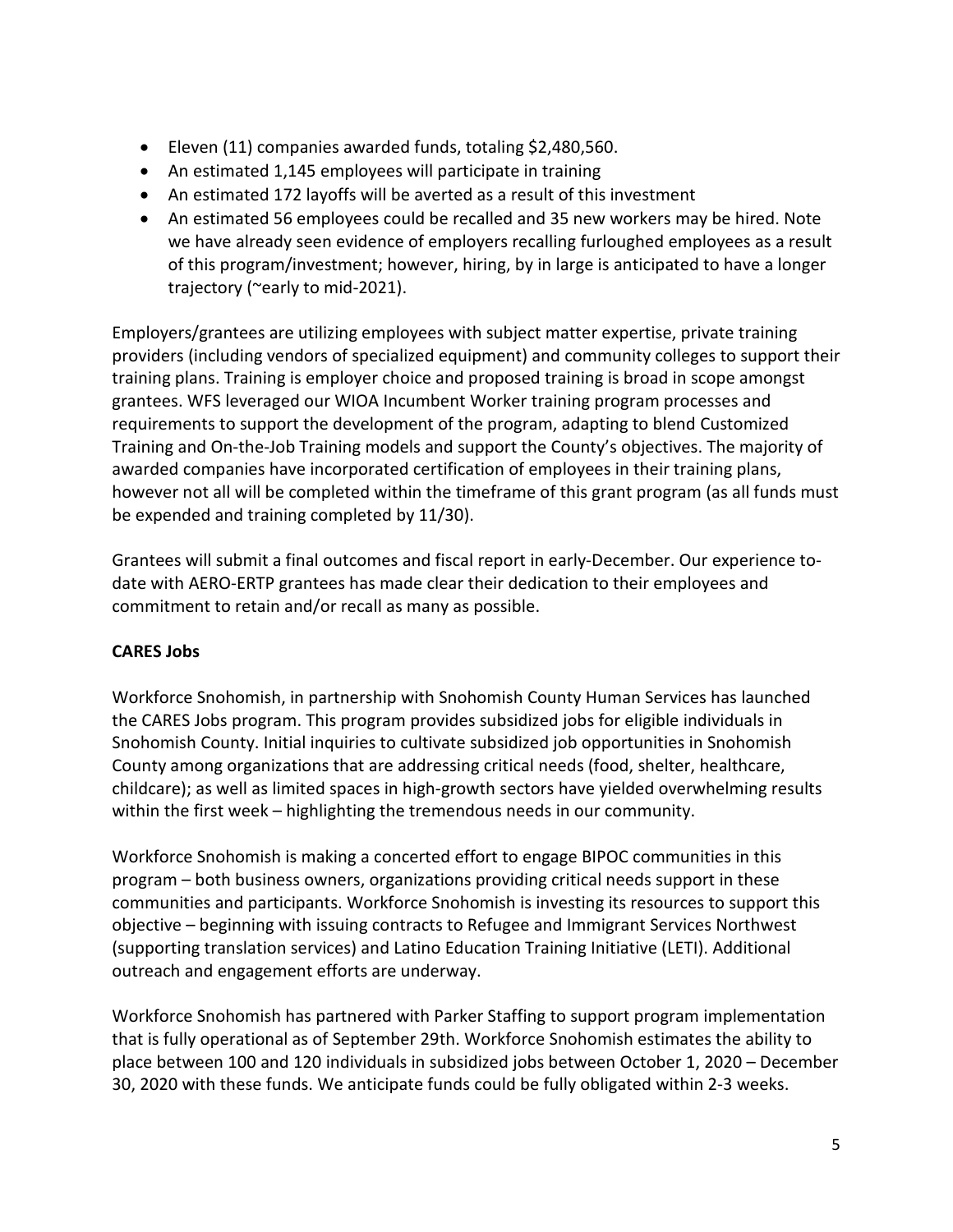- Eleven (11) companies awarded funds, totaling $2,480,560.
- An estimated 1,145 employees will participate in training
- An estimated 172 layoffs will be averted as a result of this investment
- An estimated 56 employees could be recalled and 35 new workers may be hired. Note we have already seen evidence of employers recalling furloughed employees as a result of this program/investment; however, hiring, by in large is anticipated to have a longer trajectory (~early to mid-2021).

Employers/grantees are utilizing employees with subject matter expertise, private training providers (including vendors of specialized equipment) and community colleges to support their training plans. Training is employer choice and proposed training is broad in scope amongst grantees. WFS leveraged our WIOA Incumbent Worker training program processes and requirements to support the development of the program, adapting to blend Customized Training and On-the-Job Training models and support the County's objectives. The majority of awarded companies have incorporated certification of employees in their training plans, however not all will be completed within the timeframe of this grant program (as all funds must be expended and training completed by 11/30).

Grantees will submit a final outcomes and fiscal report in early-December. Our experience to-date with AERO-ERTP grantees has made clear their dedication to their employees and commitment to retain and/or recall as many as possible.

**CARES Jobs**

Workforce Snohomish, in partnership with Snohomish County Human Services has launched the CARES Jobs program. This program provides subsidized jobs for eligible individuals in Snohomish County. Initial inquiries to cultivate subsidized job opportunities in Snohomish County among organizations that are addressing critical needs (food, shelter, healthcare, childcare); as well as limited spaces in high-growth sectors have yielded overwhelming results within the first week – highlighting the tremendous needs in our community.

Workforce Snohomish is making a concerted effort to engage BIPOC communities in this program – both business owners, organizations providing critical needs support in these communities and participants. Workforce Snohomish is investing its resources to support this objective – beginning with issuing contracts to Refugee and Immigrant Services Northwest (supporting translation services) and Latino Education Training Initiative (LETI). Additional outreach and engagement efforts are underway.

Workforce Snohomish has partnered with Parker Staffing to support program implementation that is fully operational as of September 29th. Workforce Snohomish estimates the ability to place between 100 and 120 individuals in subsidized jobs between October 1, 2020 – December 30, 2020 with these funds. We anticipate funds could be fully obligated within 2-3 weeks.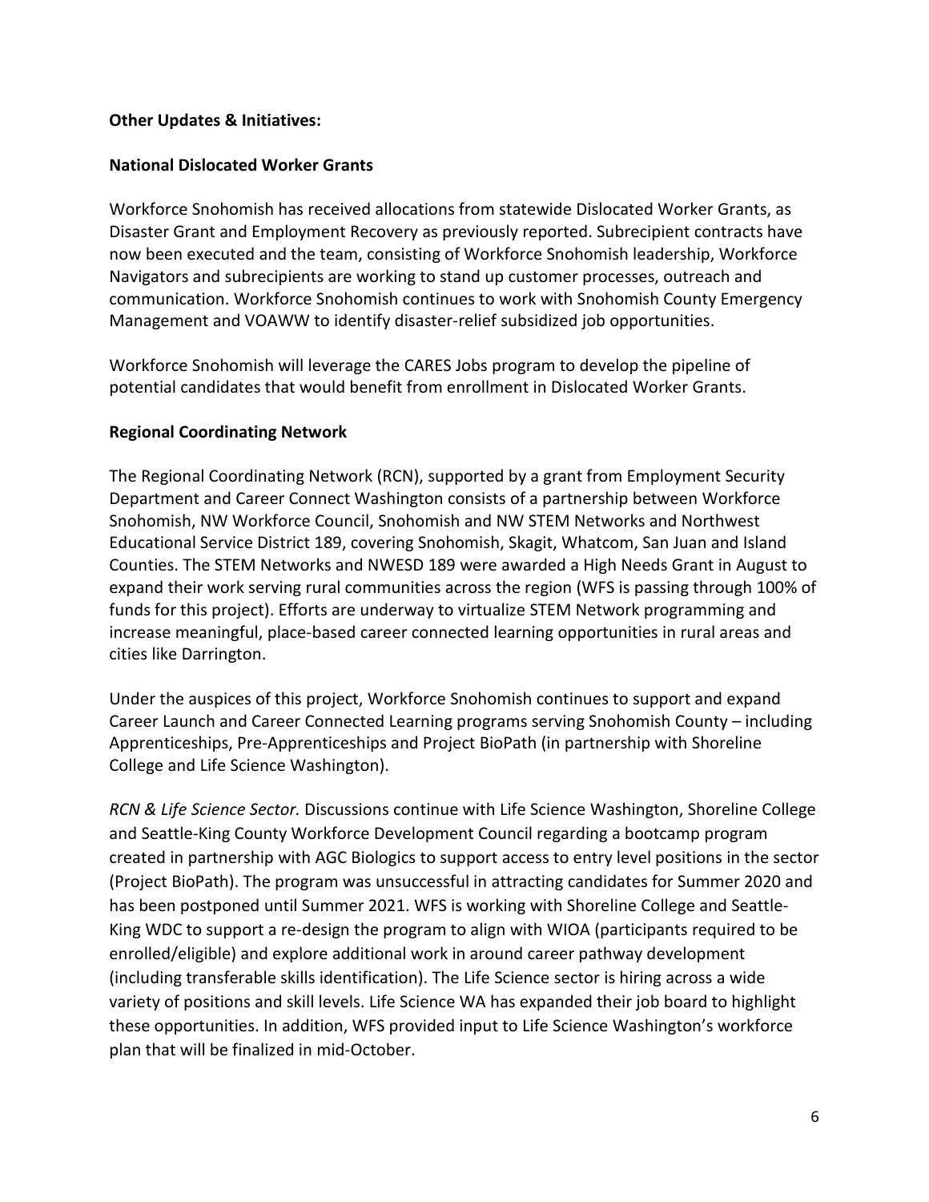**Other Updates & Initiatives:**

**National Dislocated Worker Grants**

Workforce Snohomish has received allocations from statewide Dislocated Worker Grants, as Disaster Grant and Employment Recovery as previously reported. Subrecipient contracts have now been executed and the team, consisting of Workforce Snohomish leadership, Workforce Navigators and subrecipients are working to stand up customer processes, outreach and communication. Workforce Snohomish continues to work with Snohomish County Emergency Management and VOAWW to identify disaster-relief subsidized job opportunities.

Workforce Snohomish will leverage the CARES Jobs program to develop the pipeline of potential candidates that would benefit from enrollment in Dislocated Worker Grants.

**Regional Coordinating Network**

The Regional Coordinating Network (RCN), supported by a grant from Employment Security Department and Career Connect Washington consists of a partnership between Workforce Snohomish, NW Workforce Council, Snohomish and NW STEM Networks and Northwest Educational Service District 189, covering Snohomish, Skagit, Whatcom, San Juan and Island Counties. The STEM Networks and NWESD 189 were awarded a High Needs Grant in August to expand their work serving rural communities across the region (WFS is passing through 100% of funds for this project). Efforts are underway to virtualize STEM Network programming and increase meaningful, place-based career connected learning opportunities in rural areas and cities like Darrington.

Under the auspices of this project, Workforce Snohomish continues to support and expand Career Launch and Career Connected Learning programs serving Snohomish County – including Apprenticeships, Pre-Apprenticeships and Project BioPath (in partnership with Shoreline College and Life Science Washington).

*RCN & Life Science Sector.* Discussions continue with Life Science Washington, Shoreline College and Seattle-King County Workforce Development Council regarding a bootcamp program created in partnership with AGC Biologics to support access to entry level positions in the sector (Project BioPath). The program was unsuccessful in attracting candidates for Summer 2020 and has been postponed until Summer 2021. WFS is working with Shoreline College and Seattle-King WDC to support a re-design the program to align with WIOA (participants required to be enrolled/eligible) and explore additional work in around career pathway development (including transferable skills identification). The Life Science sector is hiring across a wide variety of positions and skill levels. Life Science WA has expanded their job board to highlight these opportunities. In addition, WFS provided input to Life Science Washington's workforce plan that will be finalized in mid-October.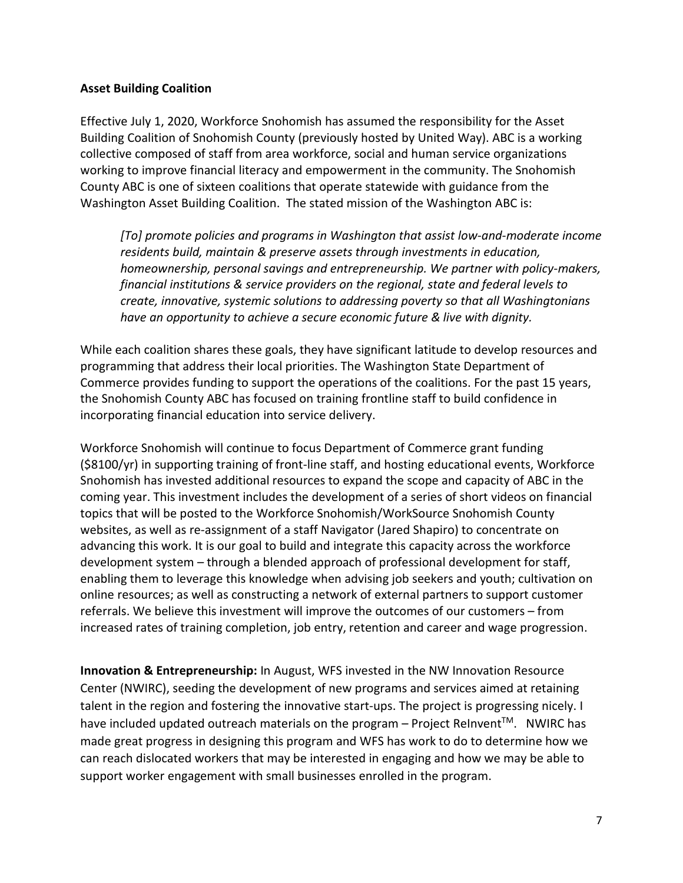**Asset Building Coalition**

Effective July 1, 2020, Workforce Snohomish has assumed the responsibility for the Asset Building Coalition of Snohomish County (previously hosted by United Way). ABC is a working collective composed of staff from area workforce, social and human service organizations working to improve financial literacy and empowerment in the community. The Snohomish County ABC is one of sixteen coalitions that operate statewide with guidance from the Washington Asset Building Coalition. The stated mission of the Washington ABC is:

> *[To] promote policies and programs in Washington that assist low-and-moderate income residents build, maintain & preserve assets through investments in education, homeownership, personal savings and entrepreneurship. We partner with policy-makers, financial institutions & service providers on the regional, state and federal levels to create, innovative, systemic solutions to addressing poverty so that all Washingtonians have an opportunity to achieve a secure economic future & live with dignity.*

While each coalition shares these goals, they have significant latitude to develop resources and programming that address their local priorities. The Washington State Department of Commerce provides funding to support the operations of the coalitions. For the past 15 years, the Snohomish County ABC has focused on training frontline staff to build confidence in incorporating financial education into service delivery.

Workforce Snohomish will continue to focus Department of Commerce grant funding ($8100/yr) in supporting training of front-line staff, and hosting educational events, Workforce Snohomish has invested additional resources to expand the scope and capacity of ABC in the coming year. This investment includes the development of a series of short videos on financial topics that will be posted to the Workforce Snohomish/WorkSource Snohomish County websites, as well as re-assignment of a staff Navigator (Jared Shapiro) to concentrate on advancing this work. It is our goal to build and integrate this capacity across the workforce development system – through a blended approach of professional development for staff, enabling them to leverage this knowledge when advising job seekers and youth; cultivation on online resources; as well as constructing a network of external partners to support customer referrals. We believe this investment will improve the outcomes of our customers – from increased rates of training completion, job entry, retention and career and wage progression.

**Innovation & Entrepreneurship:** In August, WFS invested in the NW Innovation Resource Center (NWIRC), seeding the development of new programs and services aimed at retaining talent in the region and fostering the innovative start-ups. The project is progressing nicely. I have included updated outreach materials on the program – Project ReInvent™. NWIRC has made great progress in designing this program and WFS has work to do to determine how we can reach dislocated workers that may be interested in engaging and how we may be able to support worker engagement with small businesses enrolled in the program.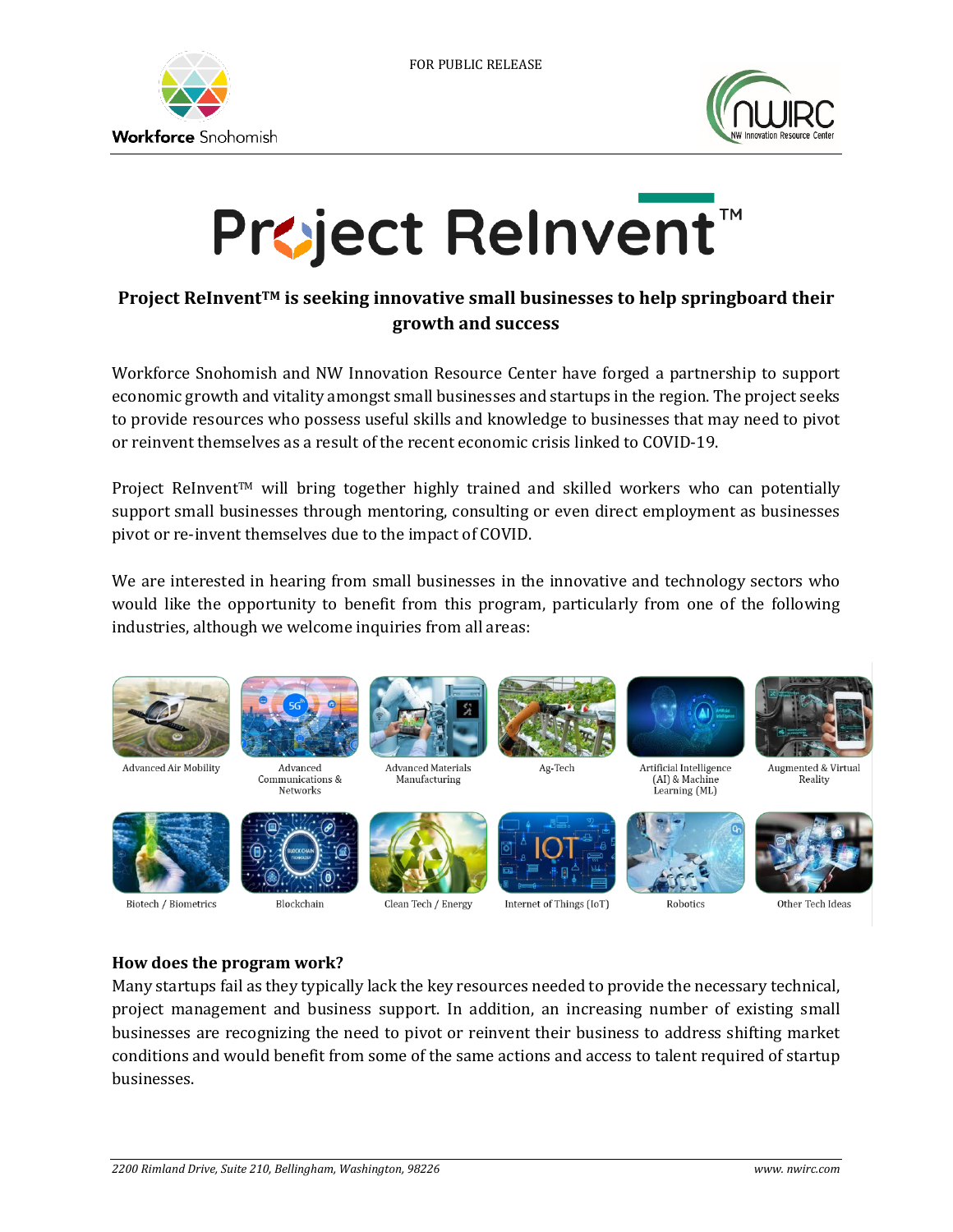FOR PUBLIC RELEASE

Workforce Snohomish

NWIRC NW Innovation Resource Center

# Project ReInvent™

### Project ReInvent™ is seeking innovative small businesses to help springboard their growth and success

Workforce Snohomish and NW Innovation Resource Center have forged a partnership to support economic growth and vitality amongst small businesses and startups in the region. The project seeks to provide resources who possess useful skills and knowledge to businesses that may need to pivot or reinvent themselves as a result of the recent economic crisis linked to COVID-19.

Project ReInvent™ will bring together highly trained and skilled workers who can potentially support small businesses through mentoring, consulting or even direct employment as businesses pivot or re-invent themselves due to the impact of COVID.

We are interested in hearing from small businesses in the innovative and technology sectors who would like the opportunity to benefit from this program, particularly from one of the following industries, although we welcome inquiries from all areas:

- Advanced Air Mobility
- Advanced Communications & Networks
- Advanced Materials Manufacturing
- Ag-Tech
- Artificial Intelligence (AI) & Machine Learning (ML)
- Augmented & Virtual Reality
- Biotech / Biometrics
- Blockchain
- Clean Tech / Energy
- Internet of Things (IoT)
- Robotics
- Other Tech Ideas

### How does the program work?

Many startups fail as they typically lack the key resources needed to provide the necessary technical, project management and business support. In addition, an increasing number of existing small businesses are recognizing the need to pivot or reinvent their business to address shifting market conditions and would benefit from some of the same actions and access to talent required of startup businesses.

*2200 Rimland Drive, Suite 210, Bellingham, Washington, 98226* *www. nwirc.com*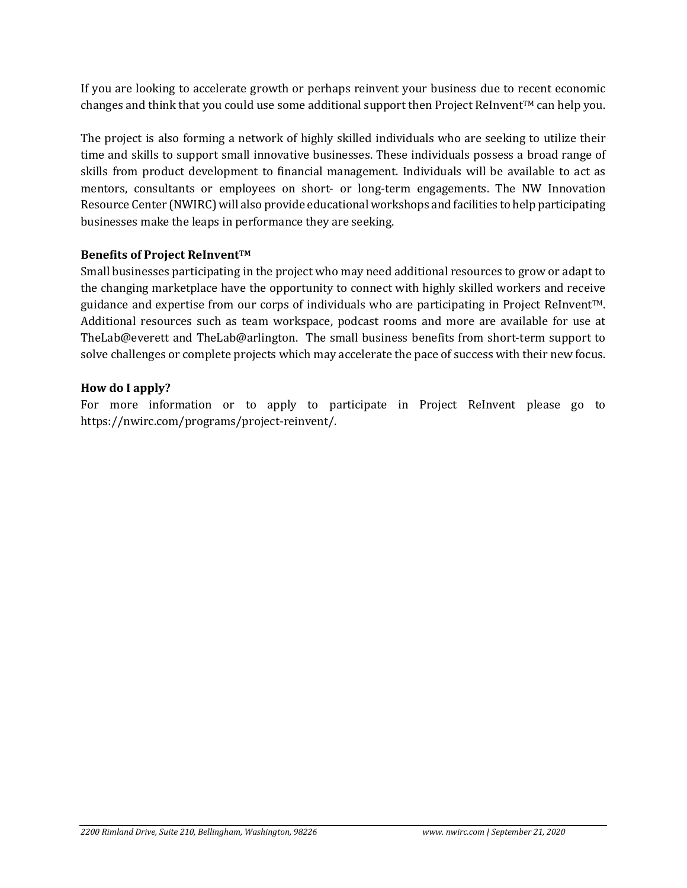If you are looking to accelerate growth or perhaps reinvent your business due to recent economic changes and think that you could use some additional support then Project ReInvent™ can help you.

The project is also forming a network of highly skilled individuals who are seeking to utilize their time and skills to support small innovative businesses. These individuals possess a broad range of skills from product development to financial management. Individuals will be available to act as mentors, consultants or employees on short- or long-term engagements. The NW Innovation Resource Center (NWIRC) will also provide educational workshops and facilities to help participating businesses make the leaps in performance they are seeking.

**Benefits of Project ReInvent™**

Small businesses participating in the project who may need additional resources to grow or adapt to the changing marketplace have the opportunity to connect with highly skilled workers and receive guidance and expertise from our corps of individuals who are participating in Project ReInvent™. Additional resources such as team workspace, podcast rooms and more are available for use at TheLab@everett and TheLab@arlington. The small business benefits from short-term support to solve challenges or complete projects which may accelerate the pace of success with their new focus.

**How do I apply?**

For more information or to apply to participate in Project ReInvent please go to https://nwirc.com/programs/project-reinvent/.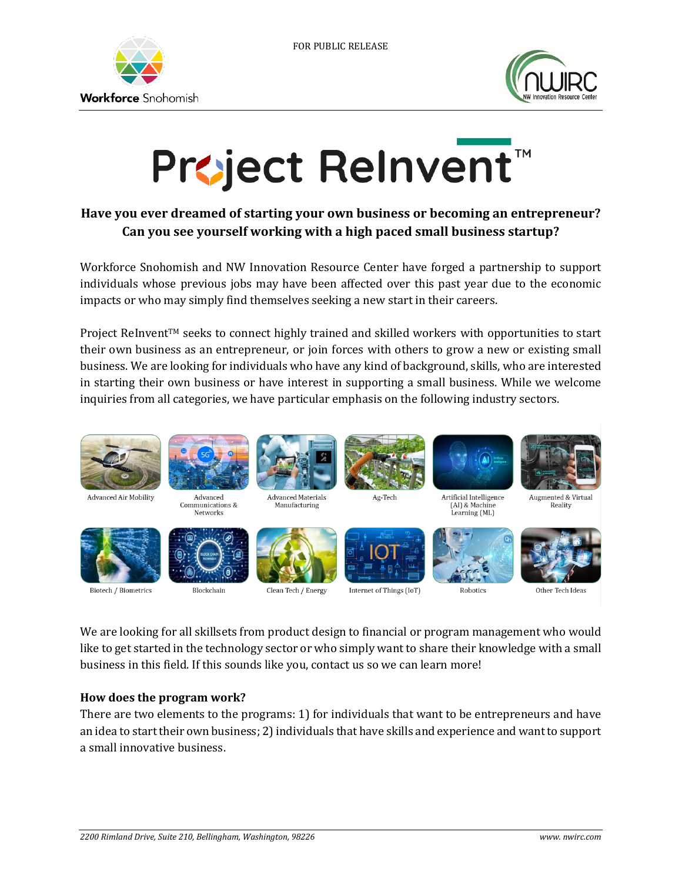FOR PUBLIC RELEASE

Workforce Snohomish

NWIRC NW Innovation Resource Center

# Project ReInvent™

**Have you ever dreamed of starting your own business or becoming an entrepreneur? Can you see yourself working with a high paced small business startup?**

Workforce Snohomish and NW Innovation Resource Center have forged a partnership to support individuals whose previous jobs may have been affected over this past year due to the economic impacts or who may simply find themselves seeking a new start in their careers.

Project ReInvent™ seeks to connect highly trained and skilled workers with opportunities to start their own business as an entrepreneur, or join forces with others to grow a new or existing small business. We are looking for individuals who have any kind of background, skills, who are interested in starting their own business or have interest in supporting a small business. While we welcome inquiries from all categories, we have particular emphasis on the following industry sectors.

- Advanced Air Mobility
- Advanced Communications & Networks
- Advanced Materials Manufacturing
- Ag-Tech
- Artificial Intelligence (AI) & Machine Learning (ML)
- Augmented & Virtual Reality
- Biotech / Biometrics
- Blockchain
- Clean Tech / Energy
- Internet of Things (IoT)
- Robotics
- Other Tech Ideas

We are looking for all skillsets from product design to financial or program management who would like to get started in the technology sector or who simply want to share their knowledge with a small business in this field. If this sounds like you, contact us so we can learn more!

**How does the program work?**

There are two elements to the programs: 1) for individuals that want to be entrepreneurs and have an idea to start their own business; 2) individuals that have skills and experience and want to support a small innovative business.

*2200 Rimland Drive, Suite 210, Bellingham, Washington, 98226* *www. nwirc.com*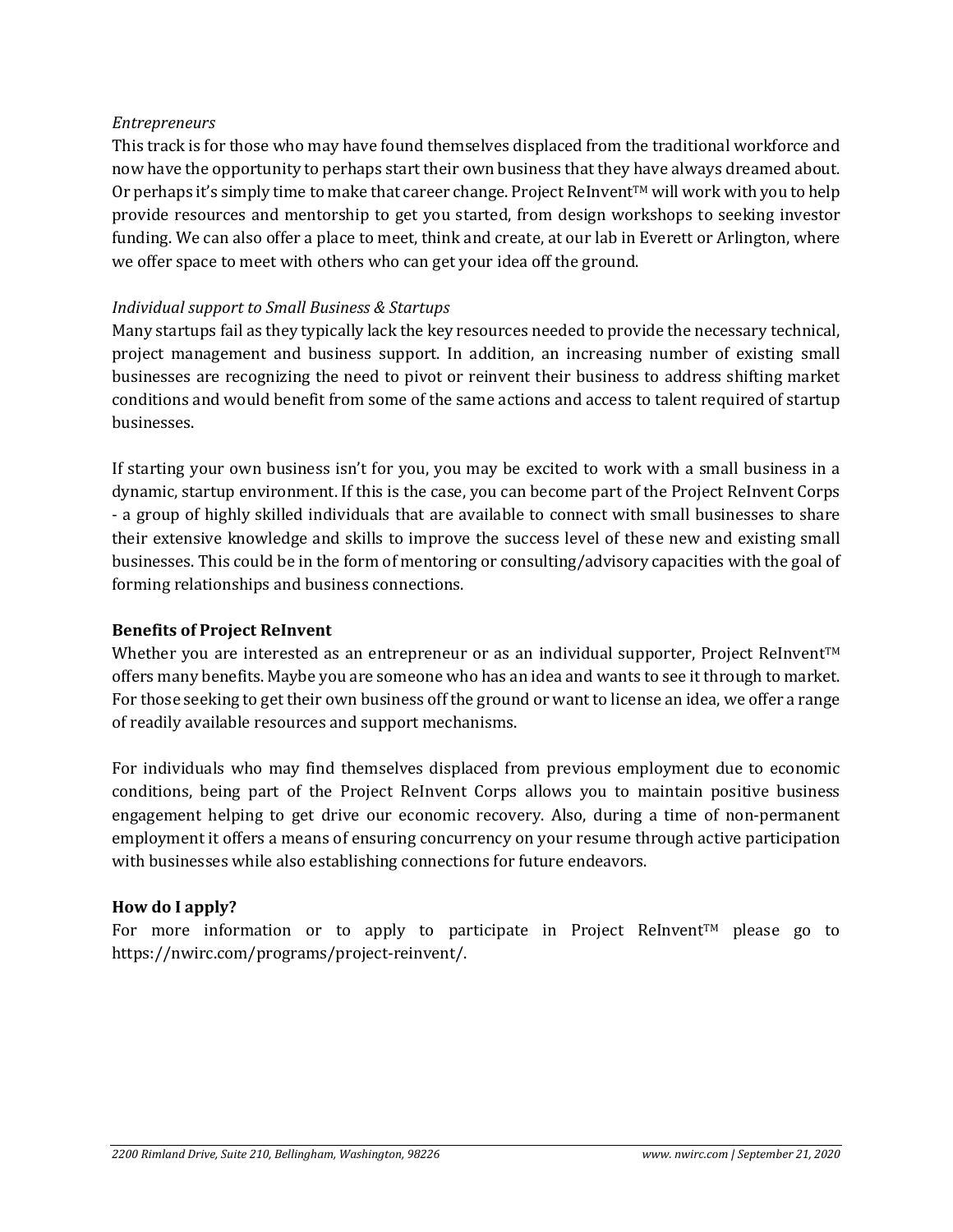*Entrepreneurs*

This track is for those who may have found themselves displaced from the traditional workforce and now have the opportunity to perhaps start their own business that they have always dreamed about. Or perhaps it's simply time to make that career change. Project ReInvent™ will work with you to help provide resources and mentorship to get you started, from design workshops to seeking investor funding. We can also offer a place to meet, think and create, at our lab in Everett or Arlington, where we offer space to meet with others who can get your idea off the ground.

*Individual support to Small Business & Startups*

Many startups fail as they typically lack the key resources needed to provide the necessary technical, project management and business support. In addition, an increasing number of existing small businesses are recognizing the need to pivot or reinvent their business to address shifting market conditions and would benefit from some of the same actions and access to talent required of startup businesses.

If starting your own business isn't for you, you may be excited to work with a small business in a dynamic, startup environment. If this is the case, you can become part of the Project ReInvent Corps - a group of highly skilled individuals that are available to connect with small businesses to share their extensive knowledge and skills to improve the success level of these new and existing small businesses. This could be in the form of mentoring or consulting/advisory capacities with the goal of forming relationships and business connections.

**Benefits of Project ReInvent**

Whether you are interested as an entrepreneur or as an individual supporter, Project ReInvent™ offers many benefits. Maybe you are someone who has an idea and wants to see it through to market. For those seeking to get their own business off the ground or want to license an idea, we offer a range of readily available resources and support mechanisms.

For individuals who may find themselves displaced from previous employment due to economic conditions, being part of the Project ReInvent Corps allows you to maintain positive business engagement helping to get drive our economic recovery. Also, during a time of non-permanent employment it offers a means of ensuring concurrency on your resume through active participation with businesses while also establishing connections for future endeavors.

**How do I apply?**

For more information or to apply to participate in Project ReInvent™ please go to https://nwirc.com/programs/project-reinvent/.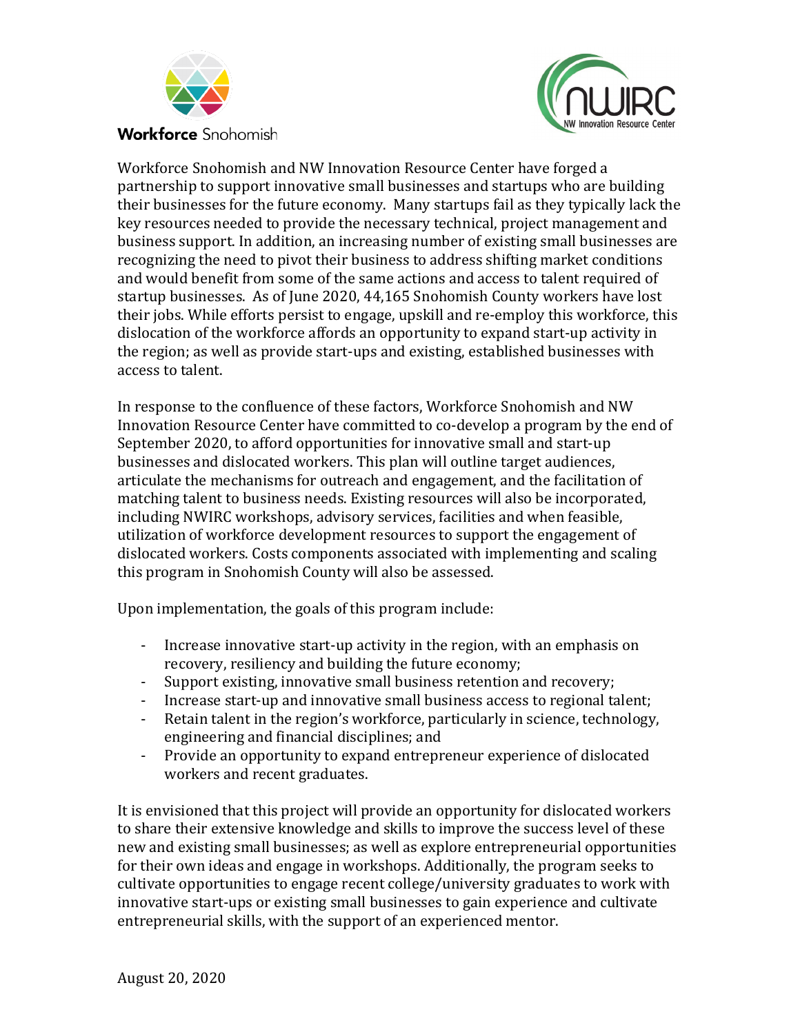Workforce Snohomish

NWIRC NW Innovation Resource Center

Workforce Snohomish and NW Innovation Resource Center have forged a partnership to support innovative small businesses and startups who are building their businesses for the future economy. Many startups fail as they typically lack the key resources needed to provide the necessary technical, project management and business support. In addition, an increasing number of existing small businesses are recognizing the need to pivot their business to address shifting market conditions and would benefit from some of the same actions and access to talent required of startup businesses. As of June 2020, 44,165 Snohomish County workers have lost their jobs. While efforts persist to engage, upskill and re-employ this workforce, this dislocation of the workforce affords an opportunity to expand start-up activity in the region; as well as provide start-ups and existing, established businesses with access to talent.

In response to the confluence of these factors, Workforce Snohomish and NW Innovation Resource Center have committed to co-develop a program by the end of September 2020, to afford opportunities for innovative small and start-up businesses and dislocated workers. This plan will outline target audiences, articulate the mechanisms for outreach and engagement, and the facilitation of matching talent to business needs. Existing resources will also be incorporated, including NWIRC workshops, advisory services, facilities and when feasible, utilization of workforce development resources to support the engagement of dislocated workers. Costs components associated with implementing and scaling this program in Snohomish County will also be assessed.

Upon implementation, the goals of this program include:

- Increase innovative start-up activity in the region, with an emphasis on recovery, resiliency and building the future economy;
- Support existing, innovative small business retention and recovery;
- Increase start-up and innovative small business access to regional talent;
- Retain talent in the region's workforce, particularly in science, technology, engineering and financial disciplines; and
- Provide an opportunity to expand entrepreneur experience of dislocated workers and recent graduates.

It is envisioned that this project will provide an opportunity for dislocated workers to share their extensive knowledge and skills to improve the success level of these new and existing small businesses; as well as explore entrepreneurial opportunities for their own ideas and engage in workshops. Additionally, the program seeks to cultivate opportunities to engage recent college/university graduates to work with innovative start-ups or existing small businesses to gain experience and cultivate entrepreneurial skills, with the support of an experienced mentor.

August 20, 2020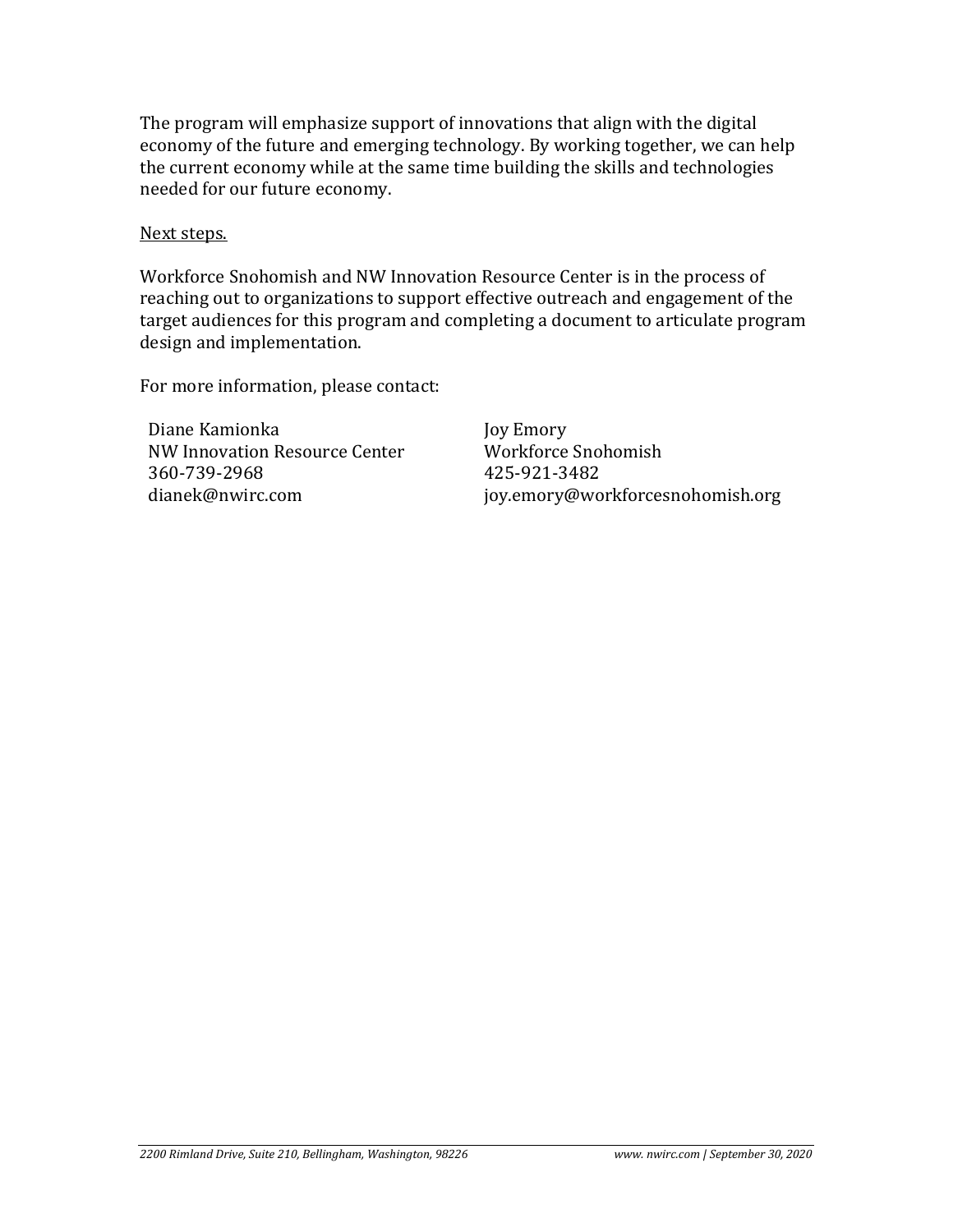The program will emphasize support of innovations that align with the digital economy of the future and emerging technology. By working together, we can help the current economy while at the same time building the skills and technologies needed for our future economy.

<u>Next steps.</u>

Workforce Snohomish and NW Innovation Resource Center is in the process of reaching out to organizations to support effective outreach and engagement of the target audiences for this program and completing a document to articulate program design and implementation.

For more information, please contact:

Diane Kamionka
NW Innovation Resource Center
360-739-2968
dianek@nwirc.com

Joy Emory
Workforce Snohomish
425-921-3482
joy.emory@workforcesnohomish.org